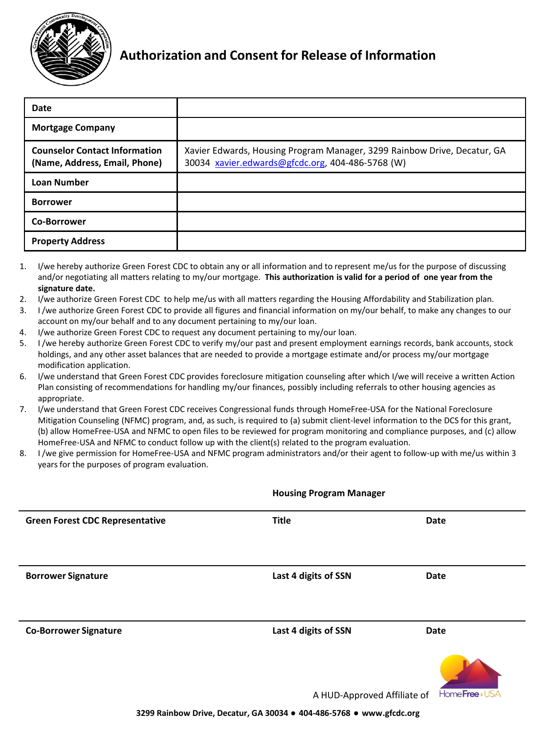# Authorization and Consent for Release of Information

| | |
|---|---|
| **Date** | |
| **Mortgage Company** | |
| **Counselor Contact Information (Name, Address, Email, Phone)** | Xavier Edwards, Housing Program Manager, 3299 Rainbow Drive, Decatur, GA 30034 xavier.edwards@gfcdc.org, 404-486-5768 (W) |
| **Loan Number** | |
| **Borrower** | |
| **Co-Borrower** | |
| **Property Address** | |

1. I/we hereby authorize Green Forest CDC to obtain any or all information and to represent me/us for the purpose of discussing and/or negotiating all matters relating to my/our mortgage. **This authorization is valid for a period of one year from the signature date.**
2. I/we authorize Green Forest CDC to help me/us with all matters regarding the Housing Affordability and Stabilization plan.
3. I /we authorize Green Forest CDC to provide all figures and financial information on my/our behalf, to make any changes to our account on my/our behalf and to any document pertaining to my/our loan.
4. I/we authorize Green Forest CDC to request any document pertaining to my/our loan.
5. I /we hereby authorize Green Forest CDC to verify my/our past and present employment earnings records, bank accounts, stock holdings, and any other asset balances that are needed to provide a mortgage estimate and/or process my/our mortgage modification application.
6. I/we understand that Green Forest CDC provides foreclosure mitigation counseling after which I/we will receive a written Action Plan consisting of recommendations for handling my/our finances, possibly including referrals to other housing agencies as appropriate.
7. I/we understand that Green Forest CDC receives Congressional funds through HomeFree-USA for the National Foreclosure Mitigation Counseling (NFMC) program, and, as such, is required to (a) submit client-level information to the DCS for this grant, (b) allow HomeFree-USA and NFMC to open files to be reviewed for program monitoring and compliance purposes, and (c) allow HomeFree-USA and NFMC to conduct follow up with the client(s) related to the program evaluation.
8. I /we give permission for HomeFree-USA and NFMC program administrators and/or their agent to follow-up with me/us within 3 years for the purposes of program evaluation.

| | **Housing Program Manager** | |
|---|---|---|
| **Green Forest CDC Representative** | **Title** | **Date** |
| | | |
| **Borrower Signature** | **Last 4 digits of SSN** | **Date** |
| | | |
| **Co-Borrower Signature** | **Last 4 digits of SSN** | **Date** |

A HUD-Approved Affiliate of HomeFree-USA

**3299 Rainbow Drive, Decatur, GA 30034 ● 404-486-5768 ● www.gfcdc.org**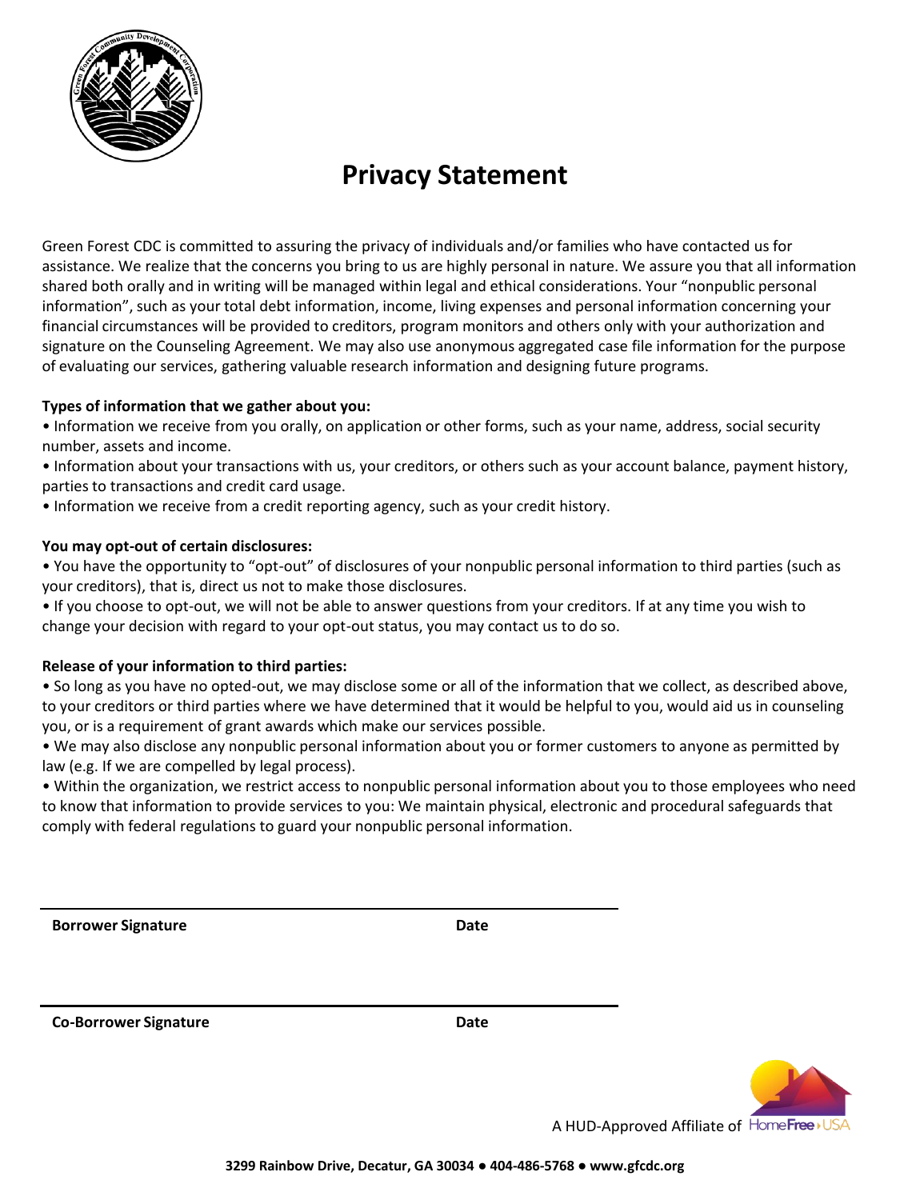# Privacy Statement

Green Forest CDC is committed to assuring the privacy of individuals and/or families who have contacted us for assistance. We realize that the concerns you bring to us are highly personal in nature. We assure you that all information shared both orally and in writing will be managed within legal and ethical considerations. Your "nonpublic personal information", such as your total debt information, income, living expenses and personal information concerning your financial circumstances will be provided to creditors, program monitors and others only with your authorization and signature on the Counseling Agreement. We may also use anonymous aggregated case file information for the purpose of evaluating our services, gathering valuable research information and designing future programs.

**Types of information that we gather about you:**

- Information we receive from you orally, on application or other forms, such as your name, address, social security number, assets and income.
- Information about your transactions with us, your creditors, or others such as your account balance, payment history, parties to transactions and credit card usage.
- Information we receive from a credit reporting agency, such as your credit history.

**You may opt-out of certain disclosures:**

- You have the opportunity to "opt-out" of disclosures of your nonpublic personal information to third parties (such as your creditors), that is, direct us not to make those disclosures.
- If you choose to opt-out, we will not be able to answer questions from your creditors. If at any time you wish to change your decision with regard to your opt-out status, you may contact us to do so.

**Release of your information to third parties:**

- So long as you have no opted-out, we may disclose some or all of the information that we collect, as described above, to your creditors or third parties where we have determined that it would be helpful to you, would aid us in counseling you, or is a requirement of grant awards which make our services possible.
- We may also disclose any nonpublic personal information about you or former customers to anyone as permitted by law (e.g. If we are compelled by legal process).
- Within the organization, we restrict access to nonpublic personal information about you to those employees who need to know that information to provide services to you: We maintain physical, electronic and procedural safeguards that comply with federal regulations to guard your nonpublic personal information.

**Borrower Signature** **Date**

**Co-Borrower Signature** **Date**

A HUD-Approved Affiliate of HomeFree USA

**3299 Rainbow Drive, Decatur, GA 30034 ● 404-486-5768 ● www.gfcdc.org**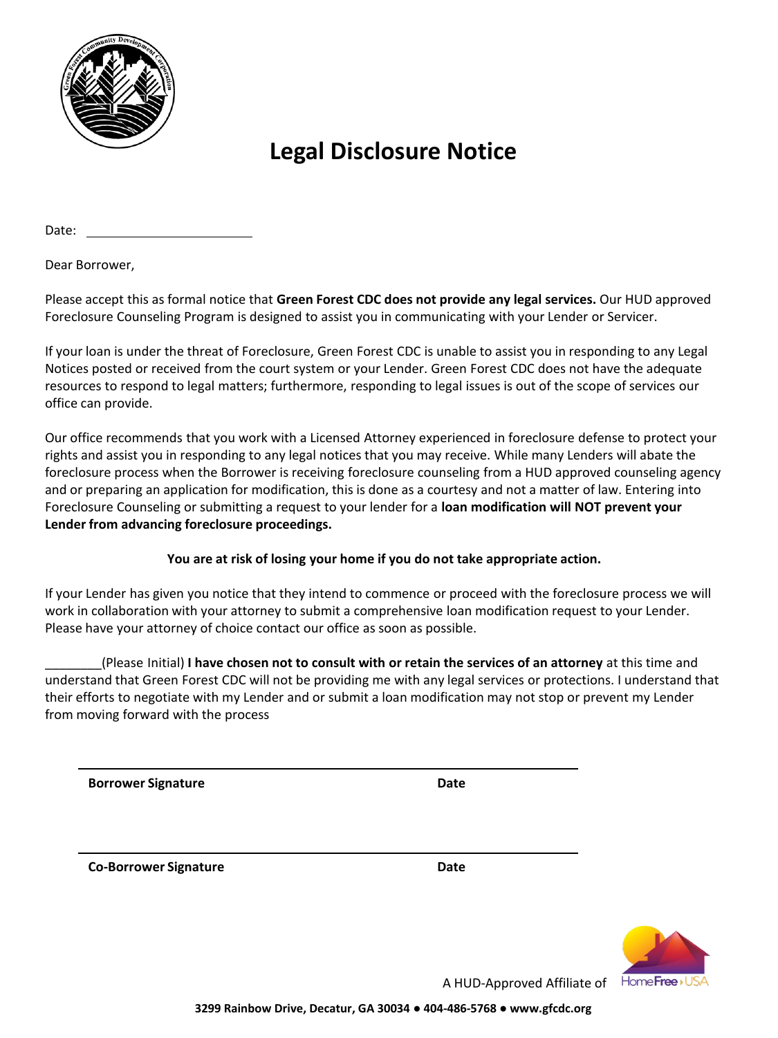# Legal Disclosure Notice

Date: ________________________

Dear Borrower,

Please accept this as formal notice that **Green Forest CDC does not provide any legal services.** Our HUD approved Foreclosure Counseling Program is designed to assist you in communicating with your Lender or Servicer.

If your loan is under the threat of Foreclosure, Green Forest CDC is unable to assist you in responding to any Legal Notices posted or received from the court system or your Lender. Green Forest CDC does not have the adequate resources to respond to legal matters; furthermore, responding to legal issues is out of the scope of services our office can provide.

Our office recommends that you work with a Licensed Attorney experienced in foreclosure defense to protect your rights and assist you in responding to any legal notices that you may receive. While many Lenders will abate the foreclosure process when the Borrower is receiving foreclosure counseling from a HUD approved counseling agency and or preparing an application for modification, this is done as a courtesy and not a matter of law. Entering into Foreclosure Counseling or submitting a request to your lender for a **loan modification will NOT prevent your Lender from advancing foreclosure proceedings.**

**You are at risk of losing your home if you do not take appropriate action.**

If your Lender has given you notice that they intend to commence or proceed with the foreclosure process we will work in collaboration with your attorney to submit a comprehensive loan modification request to your Lender. Please have your attorney of choice contact our office as soon as possible.

________(Please Initial) **I have chosen not to consult with or retain the services of an attorney** at this time and understand that Green Forest CDC will not be providing me with any legal services or protections. I understand that their efforts to negotiate with my Lender and or submit a loan modification may not stop or prevent my Lender from moving forward with the process

| **Borrower Signature** | **Date** |
|---|---|

| **Co-Borrower Signature** | **Date** |
|---|---|

A HUD-Approved Affiliate of HomeFree USA

**3299 Rainbow Drive, Decatur, GA 30034 ● 404-486-5768 ● www.gfcdc.org**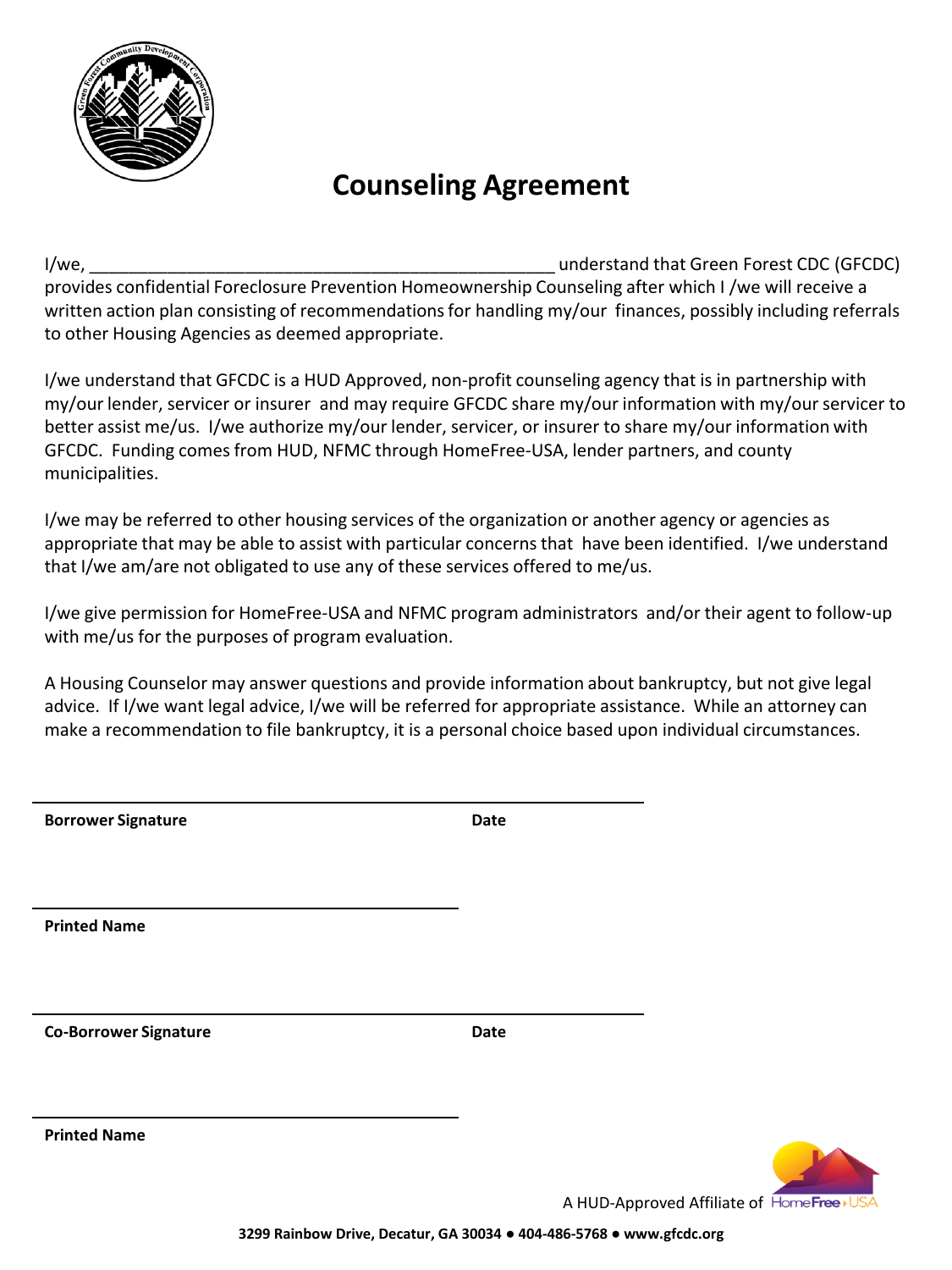# Counseling Agreement

I/we, _______________________________________________ understand that Green Forest CDC (GFCDC) provides confidential Foreclosure Prevention Homeownership Counseling after which I /we will receive a written action plan consisting of recommendations for handling my/our finances, possibly including referrals to other Housing Agencies as deemed appropriate.

I/we understand that GFCDC is a HUD Approved, non-profit counseling agency that is in partnership with my/our lender, servicer or insurer and may require GFCDC share my/our information with my/our servicer to better assist me/us. I/we authorize my/our lender, servicer, or insurer to share my/our information with GFCDC. Funding comes from HUD, NFMC through HomeFree-USA, lender partners, and county municipalities.

I/we may be referred to other housing services of the organization or another agency or agencies as appropriate that may be able to assist with particular concerns that have been identified. I/we understand that I/we am/are not obligated to use any of these services offered to me/us.

I/we give permission for HomeFree-USA and NFMC program administrators and/or their agent to follow-up with me/us for the purposes of program evaluation.

A Housing Counselor may answer questions and provide information about bankruptcy, but not give legal advice. If I/we want legal advice, I/we will be referred for appropriate assistance. While an attorney can make a recommendation to file bankruptcy, it is a personal choice based upon individual circumstances.

_______________________________________________

**Borrower Signature** **Date**

_______________________________________________

**Printed Name**

_______________________________________________

**Co-Borrower Signature** **Date**

_______________________________________________

**Printed Name**

A HUD-Approved Affiliate of HomeFree-USA

**3299 Rainbow Drive, Decatur, GA 30034 ● 404-486-5768 ● www.gfcdc.org**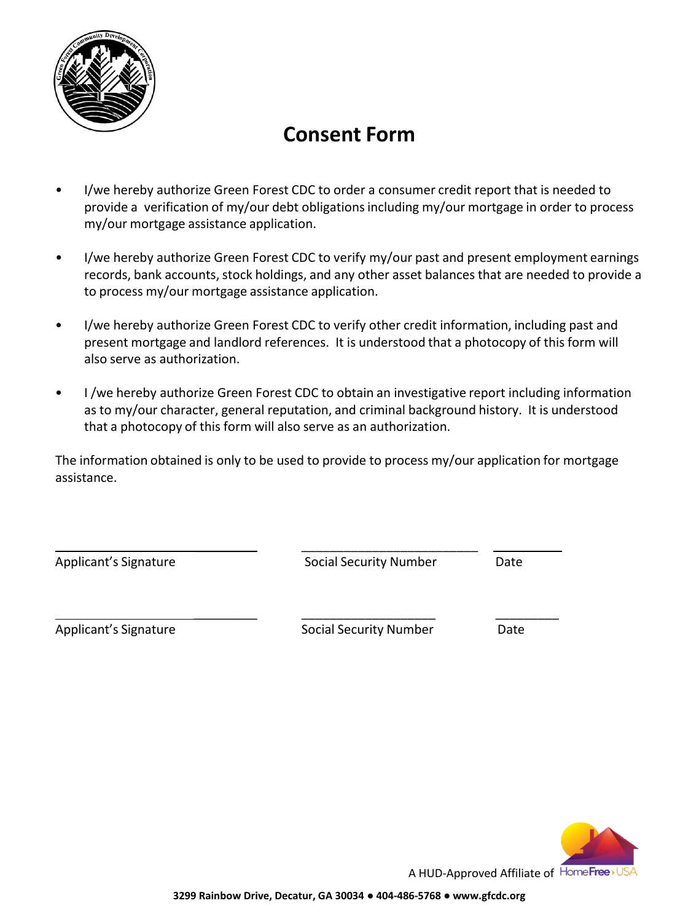# Consent Form

- I/we hereby authorize Green Forest CDC to order a consumer credit report that is needed to provide a verification of my/our debt obligations including my/our mortgage in order to process my/our mortgage assistance application.
- I/we hereby authorize Green Forest CDC to verify my/our past and present employment earnings records, bank accounts, stock holdings, and any other asset balances that are needed to provide a to process my/our mortgage assistance application.
- I/we hereby authorize Green Forest CDC to verify other credit information, including past and present mortgage and landlord references. It is understood that a photocopy of this form will also serve as authorization.
- I /we hereby authorize Green Forest CDC to obtain an investigative report including information as to my/our character, general reputation, and criminal background history. It is understood that a photocopy of this form will also serve as an authorization.

The information obtained is only to be used to provide to process my/our application for mortgage assistance.

| | | |
|---|---|---|
| ______________________________ | ______________________________ | __________ |
| Applicant's Signature | Social Security Number | Date |
| ______________________________ | ______________________________ | __________ |
| Applicant's Signature | Social Security Number | Date |

A HUD-Approved Affiliate of HomeFree USA

**3299 Rainbow Drive, Decatur, GA 30034 ● 404-486-5768 ● www.gfcdc.org**